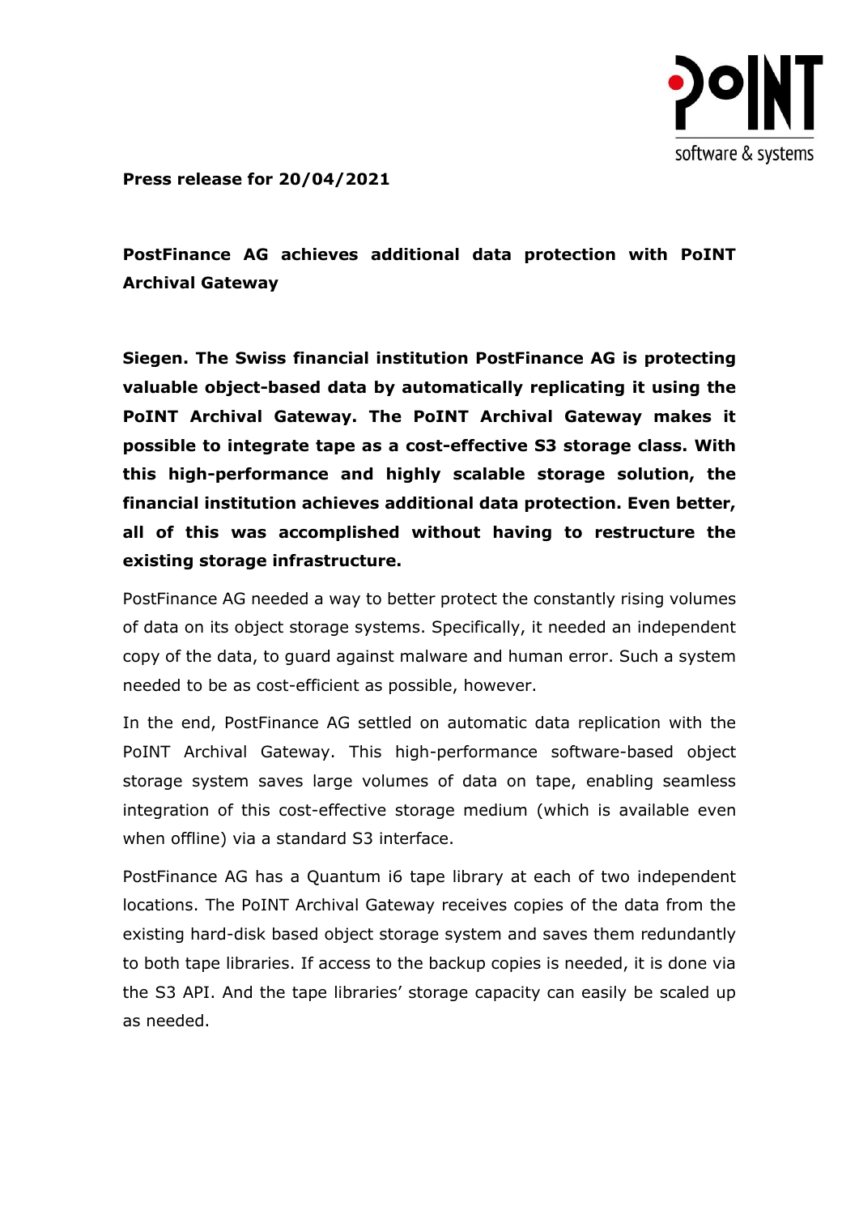**Press release for 20/04/2021**

# PostFinance AG achieves additional data protection with PoINT Archival Gateway

**Siegen. The Swiss financial institution PostFinance AG is protecting valuable object-based data by automatically replicating it using the PoINT Archival Gateway. The PoINT Archival Gateway makes it possible to integrate tape as a cost-effective S3 storage class. With this high-performance and highly scalable storage solution, the financial institution achieves additional data protection. Even better, all of this was accomplished without having to restructure the existing storage infrastructure.**

PostFinance AG needed a way to better protect the constantly rising volumes of data on its object storage systems. Specifically, it needed an independent copy of the data, to guard against malware and human error. Such a system needed to be as cost-efficient as possible, however.

In the end, PostFinance AG settled on automatic data replication with the PoINT Archival Gateway. This high-performance software-based object storage system saves large volumes of data on tape, enabling seamless integration of this cost-effective storage medium (which is available even when offline) via a standard S3 interface.

PostFinance AG has a Quantum i6 tape library at each of two independent locations. The PoINT Archival Gateway receives copies of the data from the existing hard-disk based object storage system and saves them redundantly to both tape libraries. If access to the backup copies is needed, it is done via the S3 API. And the tape libraries' storage capacity can easily be scaled up as needed.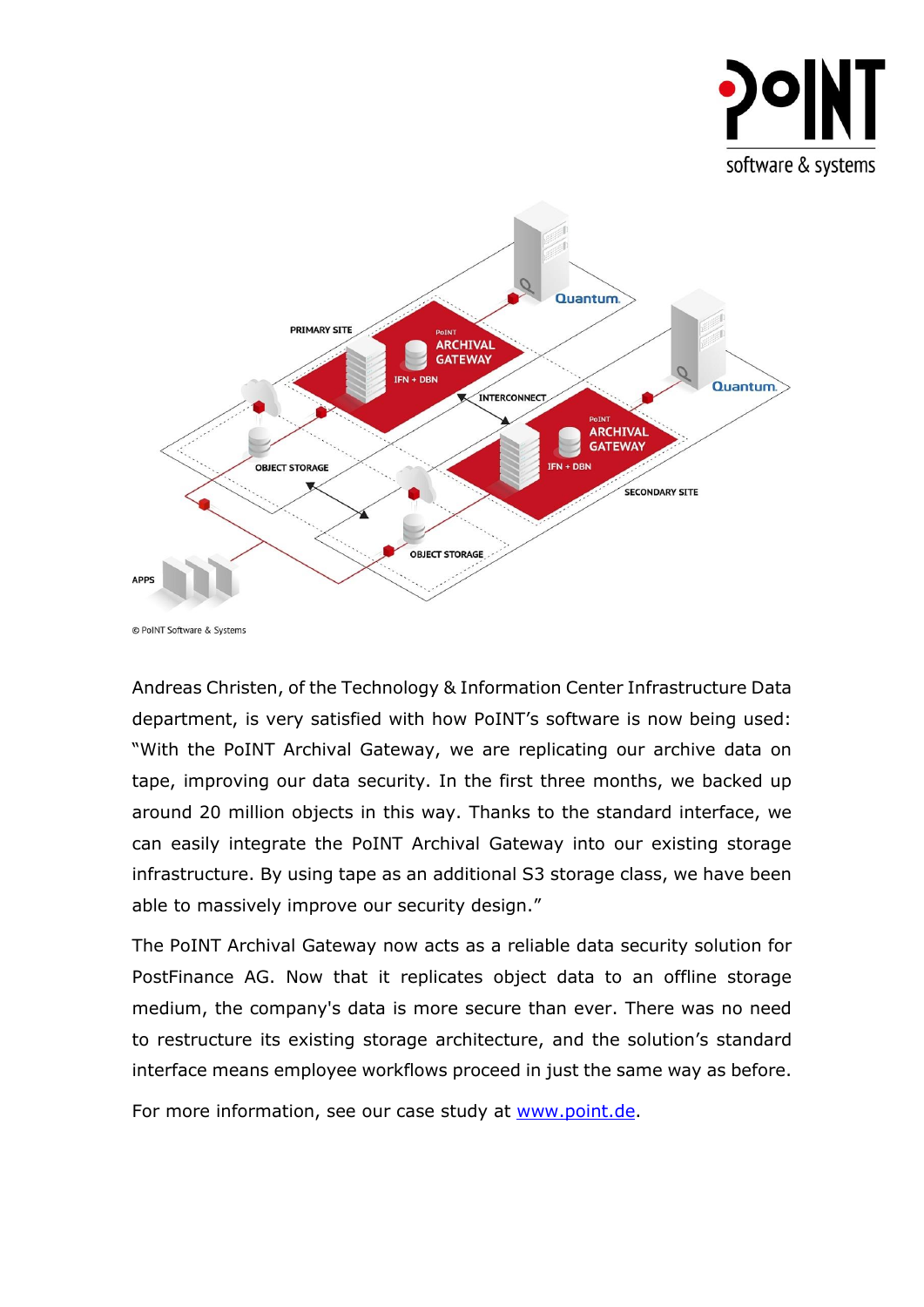© PoINT Software & Systems

Andreas Christen, of the Technology & Information Center Infrastructure Data department, is very satisfied with how PoINT's software is now being used: "With the PoINT Archival Gateway, we are replicating our archive data on tape, improving our data security. In the first three months, we backed up around 20 million objects in this way. Thanks to the standard interface, we can easily integrate the PoINT Archival Gateway into our existing storage infrastructure. By using tape as an additional S3 storage class, we have been able to massively improve our security design."

The PoINT Archival Gateway now acts as a reliable data security solution for PostFinance AG. Now that it replicates object data to an offline storage medium, the company's data is more secure than ever. There was no need to restructure its existing storage architecture, and the solution's standard interface means employee workflows proceed in just the same way as before.

For more information, see our case study at [www.point.de](http://www.point.de).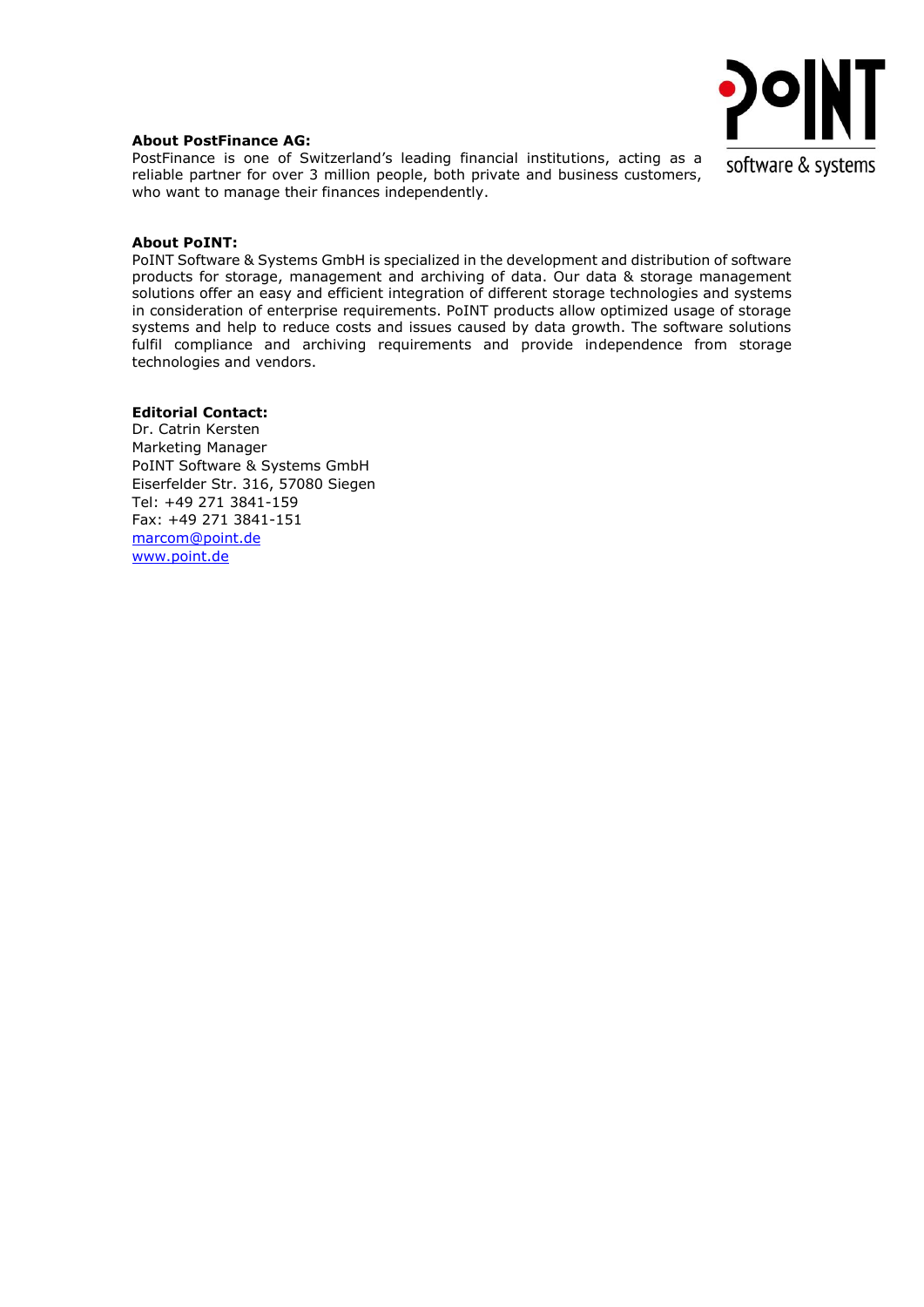**About PostFinance AG:**

PostFinance is one of Switzerland's leading financial institutions, acting as a reliable partner for over 3 million people, both private and business customers, who want to manage their finances independently.

**About PoINT:**

PoINT Software & Systems GmbH is specialized in the development and distribution of software products for storage, management and archiving of data. Our data & storage management solutions offer an easy and efficient integration of different storage technologies and systems in consideration of enterprise requirements. PoINT products allow optimized usage of storage systems and help to reduce costs and issues caused by data growth. The software solutions fulfil compliance and archiving requirements and provide independence from storage technologies and vendors.

**Editorial Contact:**

Dr. Catrin Kersten
Marketing Manager
PoINT Software & Systems GmbH
Eiserfelder Str. 316, 57080 Siegen
Tel: +49 271 3841-159
Fax: +49 271 3841-151
marcom@point.de
www.point.de